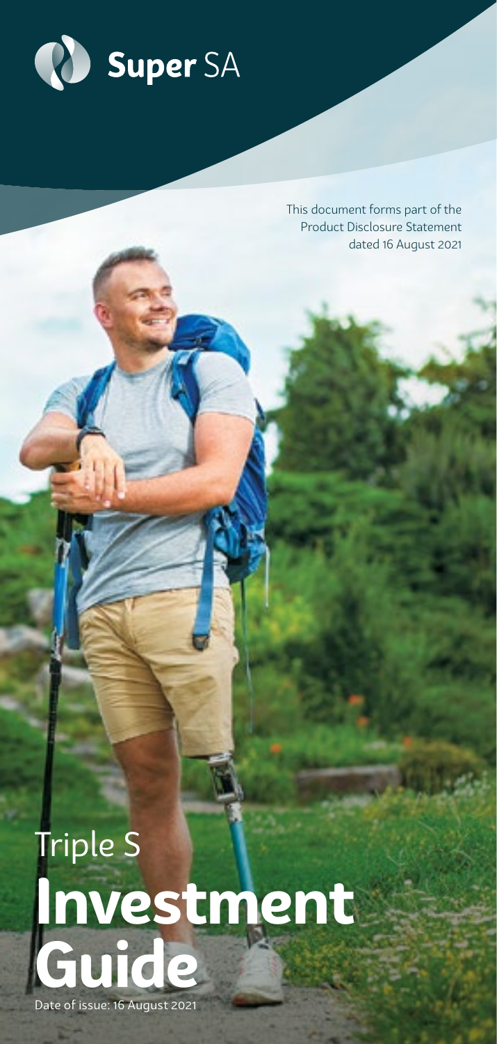Super SA

This document forms part of the Product Disclosure Statement dated 16 August 2021

Triple S

# Investment Guide

Date of issue: 16 August 2021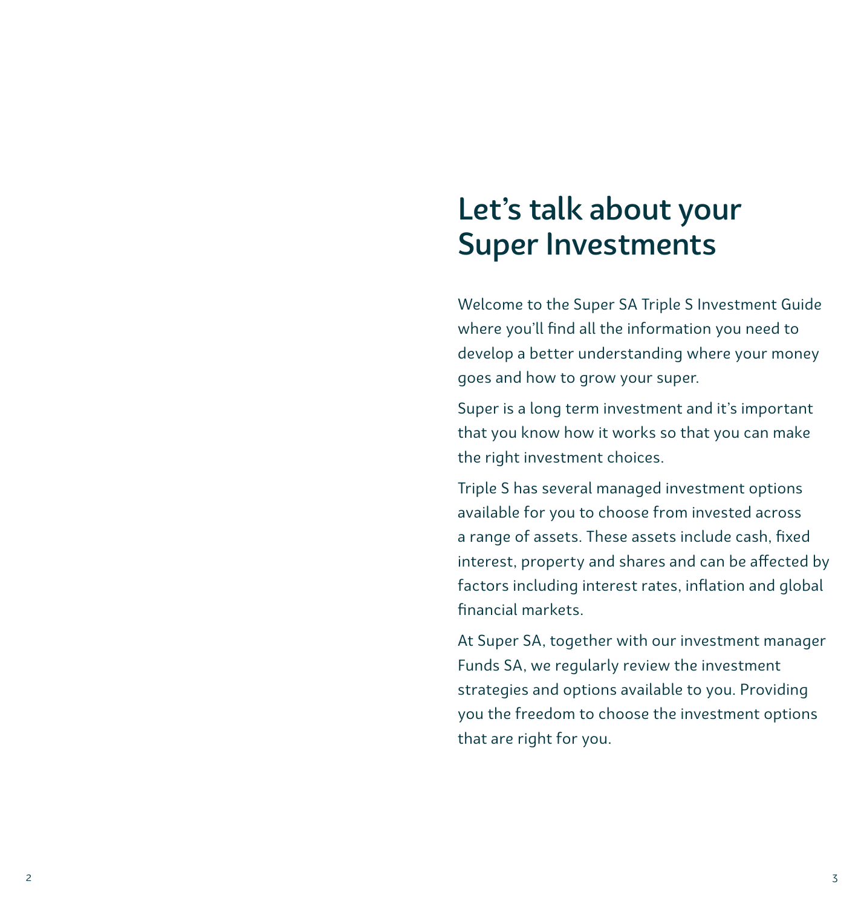# Let's talk about your Super Investments

Welcome to the Super SA Triple S Investment Guide where you'll find all the information you need to develop a better understanding where your money goes and how to grow your super.

Super is a long term investment and it's important that you know how it works so that you can make the right investment choices.

Triple S has several managed investment options available for you to choose from invested across a range of assets. These assets include cash, fixed interest, property and shares and can be affected by factors including interest rates, inflation and global financial markets.

At Super SA, together with our investment manager Funds SA, we regularly review the investment strategies and options available to you. Providing you the freedom to choose the investment options that are right for you.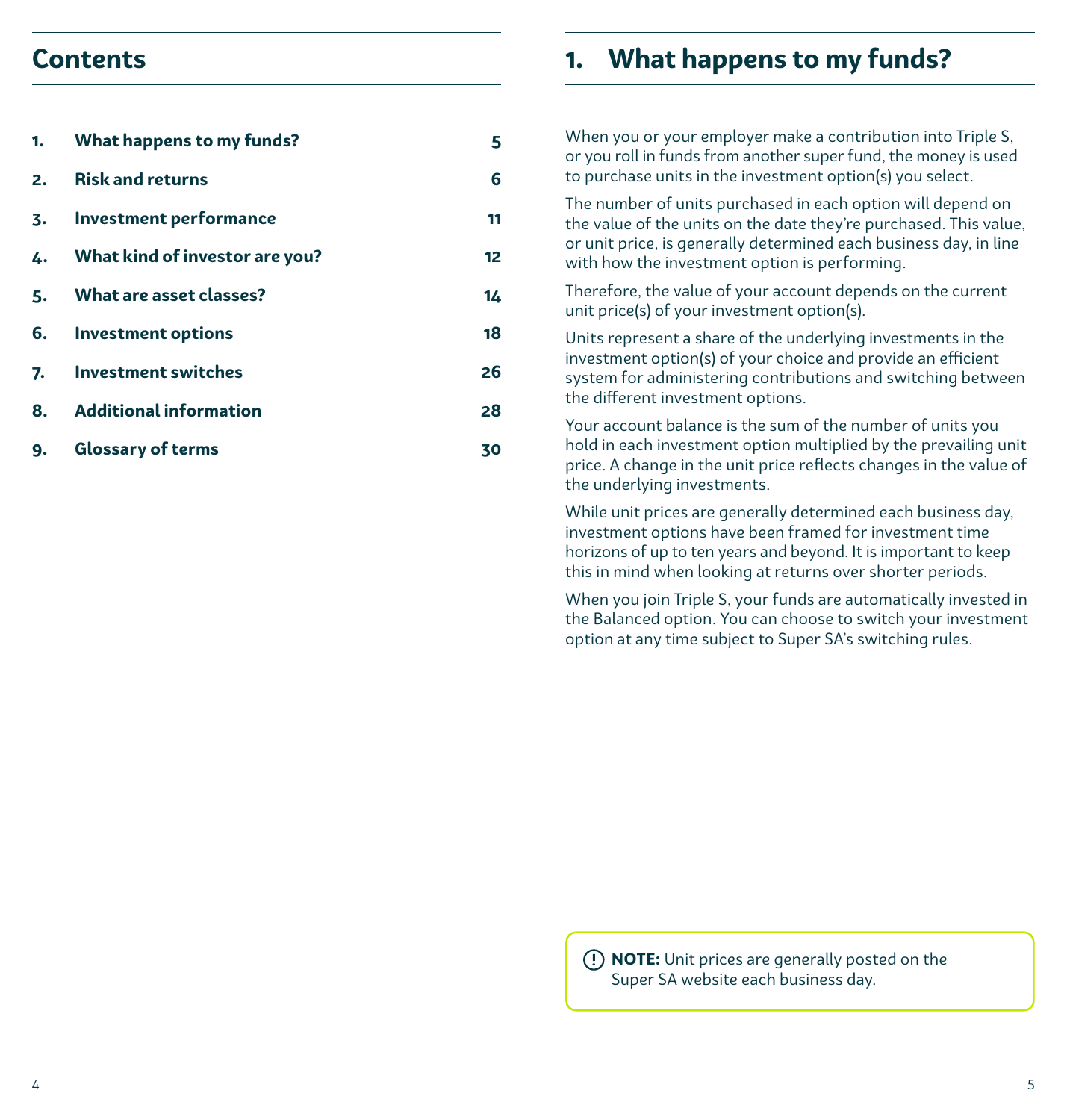## Contents

| | | |
|---|---|---|
| 1. | What happens to my funds? | 5 |
| 2. | Risk and returns | 6 |
| 3. | Investment performance | 11 |
| 4. | What kind of investor are you? | 12 |
| 5. | What are asset classes? | 14 |
| 6. | Investment options | 18 |
| 7. | Investment switches | 26 |
| 8. | Additional information | 28 |
| 9. | Glossary of terms | 30 |

## 1. What happens to my funds?

When you or your employer make a contribution into Triple S, or you roll in funds from another super fund, the money is used to purchase units in the investment option(s) you select.

The number of units purchased in each option will depend on the value of the units on the date they're purchased. This value, or unit price, is generally determined each business day, in line with how the investment option is performing.

Therefore, the value of your account depends on the current unit price(s) of your investment option(s).

Units represent a share of the underlying investments in the investment option(s) of your choice and provide an efficient system for administering contributions and switching between the different investment options.

Your account balance is the sum of the number of units you hold in each investment option multiplied by the prevailing unit price. A change in the unit price reflects changes in the value of the underlying investments.

While unit prices are generally determined each business day, investment options have been framed for investment time horizons of up to ten years and beyond. It is important to keep this in mind when looking at returns over shorter periods.

When you join Triple S, your funds are automatically invested in the Balanced option. You can choose to switch your investment option at any time subject to Super SA's switching rules.

**NOTE:** Unit prices are generally posted on the Super SA website each business day.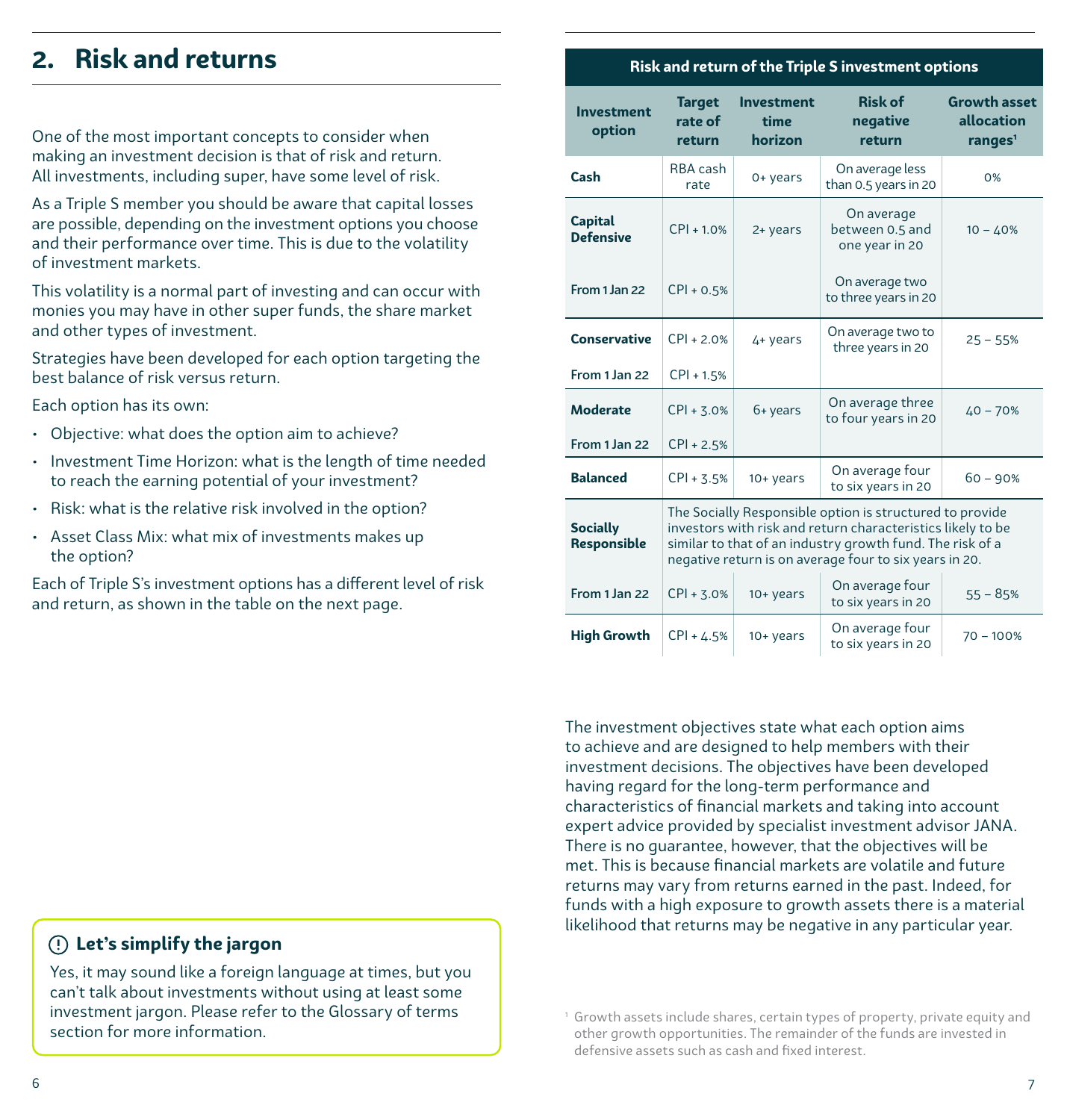## 2. Risk and returns

One of the most important concepts to consider when making an investment decision is that of risk and return. All investments, including super, have some level of risk.

As a Triple S member you should be aware that capital losses are possible, depending on the investment options you choose and their performance over time. This is due to the volatility of investment markets.

This volatility is a normal part of investing and can occur with monies you may have in other super funds, the share market and other types of investment.

Strategies have been developed for each option targeting the best balance of risk versus return.

Each option has its own:

- Objective: what does the option aim to achieve?
- Investment Time Horizon: what is the length of time needed to reach the earning potential of your investment?
- Risk: what is the relative risk involved in the option?
- Asset Class Mix: what mix of investments makes up the option?

Each of Triple S's investment options has a different level of risk and return, as shown in the table on the next page.

> **Let's simplify the jargon**
>
> Yes, it may sound like a foreign language at times, but you can't talk about investments without using at least some investment jargon. Please refer to the Glossary of terms section for more information.

**Risk and return of the Triple S investment options**

| Investment option | Target rate of return | Investment time horizon | Risk of negative return | Growth asset allocation ranges[1] |
|---|---|---|---|---|
| **Cash** | RBA cash rate | 0+ years | On average less than 0.5 years in 20 | 0% |
| **Capital Defensive** | CPI + 1.0% | 2+ years | On average between 0.5 and one year in 20 | 10 – 40% |
| From 1 Jan 22 | CPI + 0.5% | | On average two to three years in 20 | |
| **Conservative** | CPI + 2.0% | 4+ years | On average two to three years in 20 | 25 – 55% |
| From 1 Jan 22 | CPI + 1.5% | | | |
| **Moderate** | CPI + 3.0% | 6+ years | On average three to four years in 20 | 40 – 70% |
| From 1 Jan 22 | CPI + 2.5% | | | |
| **Balanced** | CPI + 3.5% | 10+ years | On average four to six years in 20 | 60 – 90% |
| **Socially Responsible** | The Socially Responsible option is structured to provide investors with risk and return characteristics likely to be similar to that of an industry growth fund. The risk of a negative return is on average four to six years in 20. | | | |
| From 1 Jan 22 | CPI + 3.0% | 10+ years | On average four to six years in 20 | 55 – 85% |
| **High Growth** | CPI + 4.5% | 10+ years | On average four to six years in 20 | 70 – 100% |

The investment objectives state what each option aims to achieve and are designed to help members with their investment decisions. The objectives have been developed having regard for the long-term performance and characteristics of financial markets and taking into account expert advice provided by specialist investment advisor JANA. There is no guarantee, however, that the objectives will be met. This is because financial markets are volatile and future returns may vary from returns earned in the past. Indeed, for funds with a high exposure to growth assets there is a material likelihood that returns may be negative in any particular year.

[1] Growth assets include shares, certain types of property, private equity and other growth opportunities. The remainder of the funds are invested in defensive assets such as cash and fixed interest.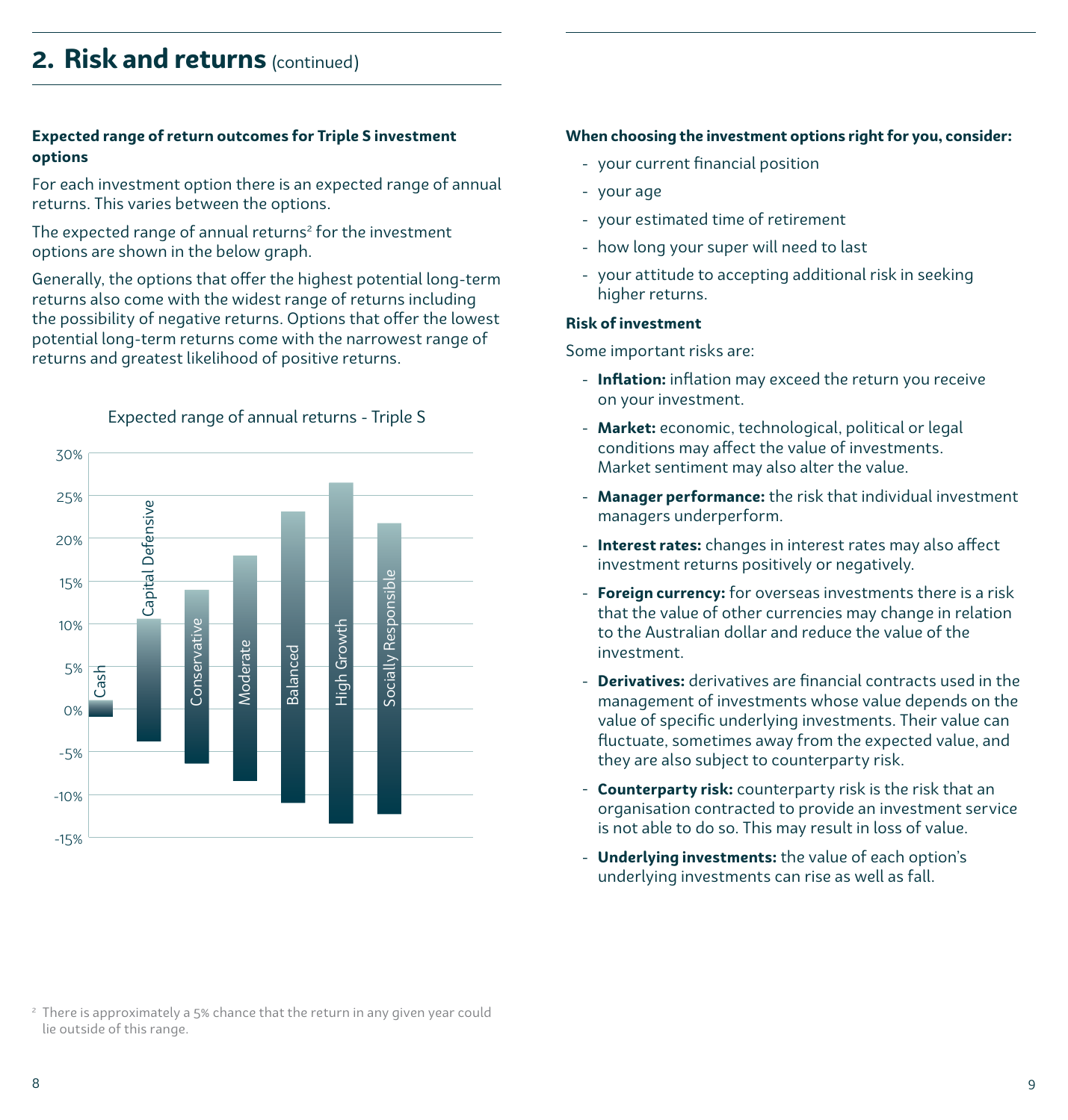## 2. Risk and returns (continued)

**Expected range of return outcomes for Triple S investment options**

For each investment option there is an expected range of annual returns. This varies between the options.

The expected range of annual returns[2] for the investment options are shown in the below graph.

Generally, the options that offer the highest potential long-term returns also come with the widest range of returns including the possibility of negative returns. Options that offer the lowest potential long-term returns come with the narrowest range of returns and greatest likelihood of positive returns.

Expected range of annual returns - Triple S

**When choosing the investment options right for you, consider:**

- your current financial position
- your age
- your estimated time of retirement
- how long your super will need to last
- your attitude to accepting additional risk in seeking higher returns.

**Risk of investment**

Some important risks are:

- **Inflation:** inflation may exceed the return you receive on your investment.
- **Market:** economic, technological, political or legal conditions may affect the value of investments. Market sentiment may also alter the value.
- **Manager performance:** the risk that individual investment managers underperform.
- **Interest rates:** changes in interest rates may also affect investment returns positively or negatively.
- **Foreign currency:** for overseas investments there is a risk that the value of other currencies may change in relation to the Australian dollar and reduce the value of the investment.
- **Derivatives:** derivatives are financial contracts used in the management of investments whose value depends on the value of specific underlying investments. Their value can fluctuate, sometimes away from the expected value, and they are also subject to counterparty risk.
- **Counterparty risk:** counterparty risk is the risk that an organisation contracted to provide an investment service is not able to do so. This may result in loss of value.
- **Underlying investments:** the value of each option's underlying investments can rise as well as fall.

[2] There is approximately a 5% chance that the return in any given year could lie outside of this range.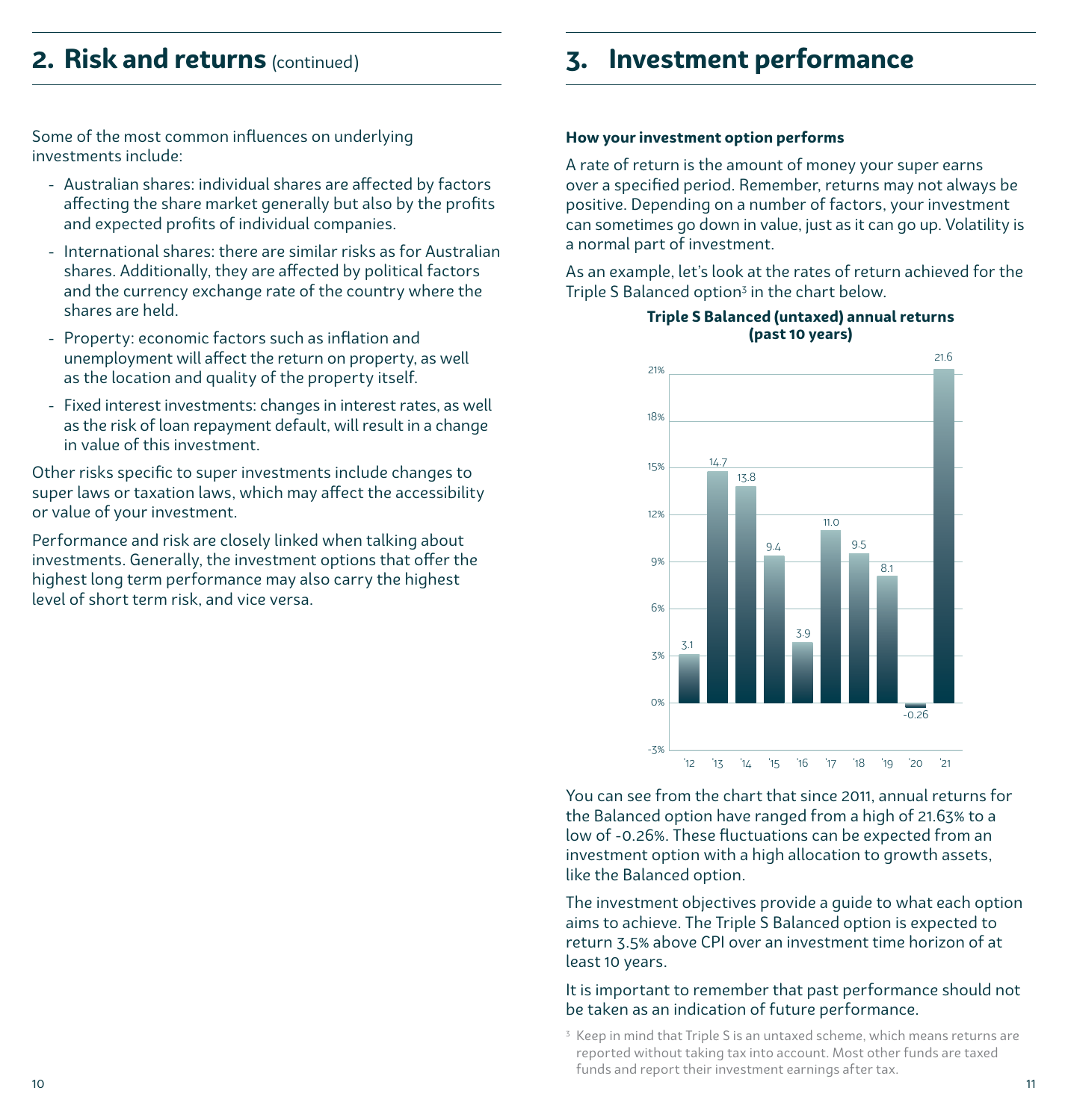## 2. Risk and returns (continued)

Some of the most common influences on underlying investments include:

- Australian shares: individual shares are affected by factors affecting the share market generally but also by the profits and expected profits of individual companies.
- International shares: there are similar risks as for Australian shares. Additionally, they are affected by political factors and the currency exchange rate of the country where the shares are held.
- Property: economic factors such as inflation and unemployment will affect the return on property, as well as the location and quality of the property itself.
- Fixed interest investments: changes in interest rates, as well as the risk of loan repayment default, will result in a change in value of this investment.

Other risks specific to super investments include changes to super laws or taxation laws, which may affect the accessibility or value of your investment.

Performance and risk are closely linked when talking about investments. Generally, the investment options that offer the highest long term performance may also carry the highest level of short term risk, and vice versa.

## 3. Investment performance

**How your investment option performs**

A rate of return is the amount of money your super earns over a specified period. Remember, returns may not always be positive. Depending on a number of factors, your investment can sometimes go down in value, just as it can go up. Volatility is a normal part of investment.

As an example, let's look at the rates of return achieved for the Triple S Balanced option[3] in the chart below.

**Triple S Balanced (untaxed) annual returns (past 10 years)**

| Year | '12 | '13 | '14 | '15 | '16 | '17 | '18 | '19 | '20 | '21 |
|---|---|---|---|---|---|---|---|---|---|---|
| Return (%) | 3.1 | 14.7 | 13.8 | 9.4 | 3.9 | 11.0 | 9.5 | 8.1 | -0.26 | 21.6 |

You can see from the chart that since 2011, annual returns for the Balanced option have ranged from a high of 21.63% to a low of -0.26%. These fluctuations can be expected from an investment option with a high allocation to growth assets, like the Balanced option.

The investment objectives provide a guide to what each option aims to achieve. The Triple S Balanced option is expected to return 3.5% above CPI over an investment time horizon of at least 10 years.

It is important to remember that past performance should not be taken as an indication of future performance.

[3] Keep in mind that Triple S is an untaxed scheme, which means returns are reported without taking tax into account. Most other funds are taxed funds and report their investment earnings after tax.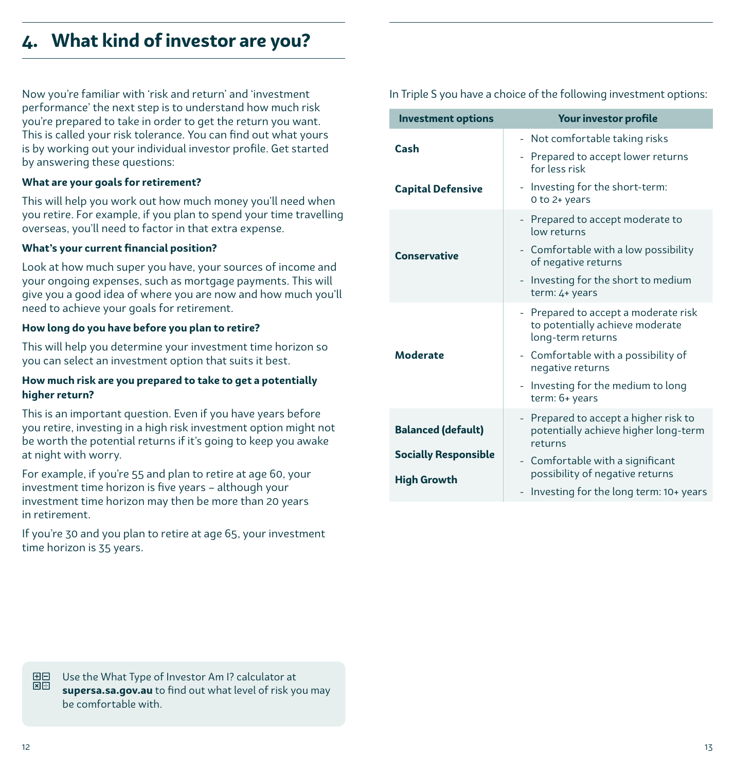# 4. What kind of investor are you?

Now you're familiar with 'risk and return' and 'investment performance' the next step is to understand how much risk you're prepared to take in order to get the return you want. This is called your risk tolerance. You can find out what yours is by working out your individual investor profile. Get started by answering these questions:

**What are your goals for retirement?**

This will help you work out how much money you'll need when you retire. For example, if you plan to spend your time travelling overseas, you'll need to factor in that extra expense.

**What's your current financial position?**

Look at how much super you have, your sources of income and your ongoing expenses, such as mortgage payments. This will give you a good idea of where you are now and how much you'll need to achieve your goals for retirement.

**How long do you have before you plan to retire?**

This will help you determine your investment time horizon so you can select an investment option that suits it best.

**How much risk are you prepared to take to get a potentially higher return?**

This is an important question. Even if you have years before you retire, investing in a high risk investment option might not be worth the potential returns if it's going to keep you awake at night with worry.

For example, if you're 55 and plan to retire at age 60, your investment time horizon is five years – although your investment time horizon may then be more than 20 years in retirement.

If you're 30 and you plan to retire at age 65, your investment time horizon is 35 years.

Use the What Type of Investor Am I? calculator at **supersa.sa.gov.au** to find out what level of risk you may be comfortable with.

In Triple S you have a choice of the following investment options:

| Investment options | Your investor profile |
|---|---|
| **Cash**<br>**Capital Defensive** | - Not comfortable taking risks<br>- Prepared to accept lower returns for less risk<br>- Investing for the short-term: 0 to 2+ years |
| **Conservative** | - Prepared to accept moderate to low returns<br>- Comfortable with a low possibility of negative returns<br>- Investing for the short to medium term: 4+ years |
| **Moderate** | - Prepared to accept a moderate risk to potentially achieve moderate long-term returns<br>- Comfortable with a possibility of negative returns<br>- Investing for the medium to long term: 6+ years |
| **Balanced (default)**<br>**Socially Responsible**<br>**High Growth** | - Prepared to accept a higher risk to potentially achieve higher long-term returns<br>- Comfortable with a significant possibility of negative returns<br>- Investing for the long term: 10+ years |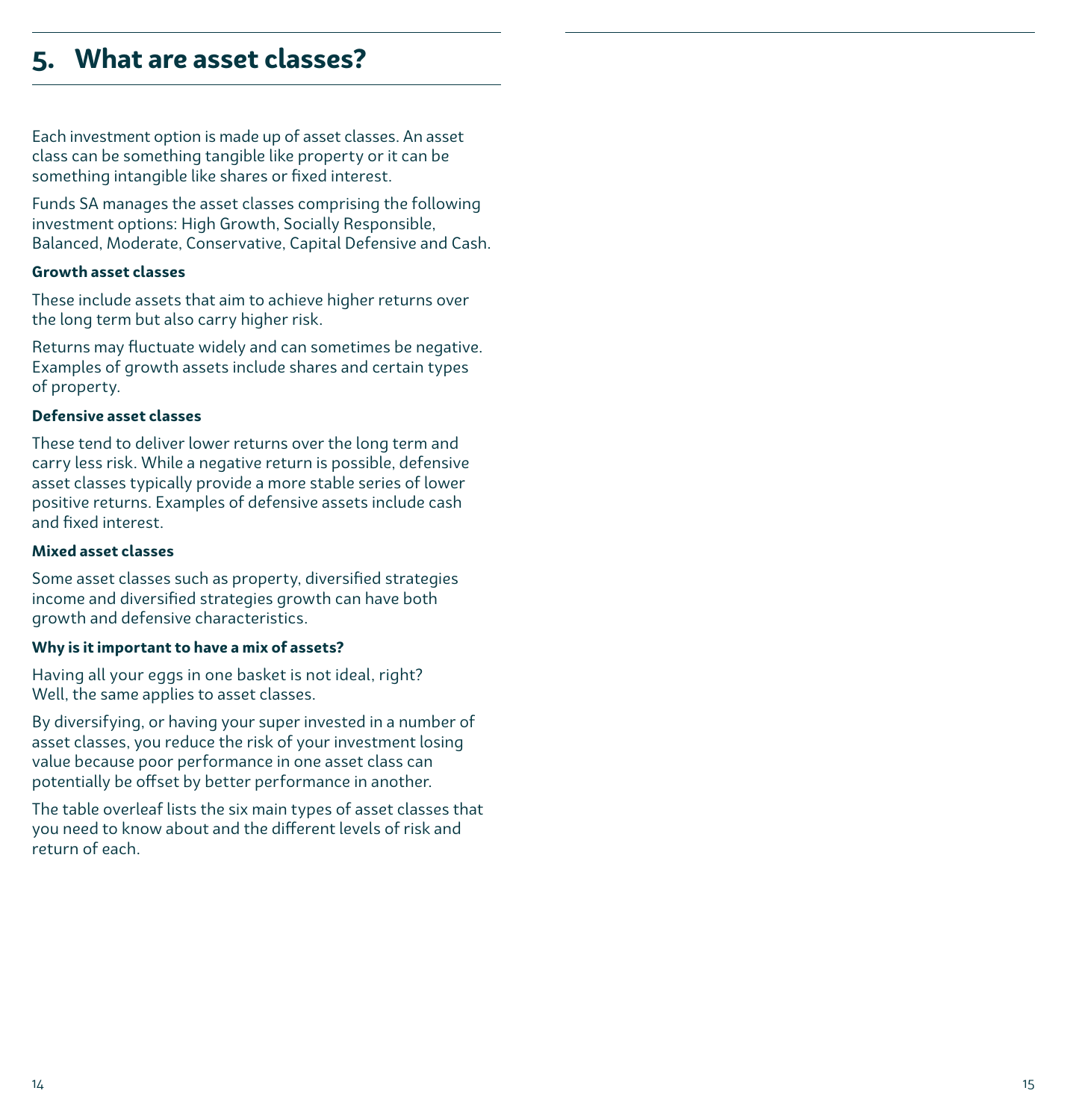## 5. What are asset classes?

Each investment option is made up of asset classes. An asset class can be something tangible like property or it can be something intangible like shares or fixed interest.

Funds SA manages the asset classes comprising the following investment options: High Growth, Socially Responsible, Balanced, Moderate, Conservative, Capital Defensive and Cash.

**Growth asset classes**

These include assets that aim to achieve higher returns over the long term but also carry higher risk.

Returns may fluctuate widely and can sometimes be negative. Examples of growth assets include shares and certain types of property.

**Defensive asset classes**

These tend to deliver lower returns over the long term and carry less risk. While a negative return is possible, defensive asset classes typically provide a more stable series of lower positive returns. Examples of defensive assets include cash and fixed interest.

**Mixed asset classes**

Some asset classes such as property, diversified strategies income and diversified strategies growth can have both growth and defensive characteristics.

**Why is it important to have a mix of assets?**

Having all your eggs in one basket is not ideal, right? Well, the same applies to asset classes.

By diversifying, or having your super invested in a number of asset classes, you reduce the risk of your investment losing value because poor performance in one asset class can potentially be offset by better performance in another.

The table overleaf lists the six main types of asset classes that you need to know about and the different levels of risk and return of each.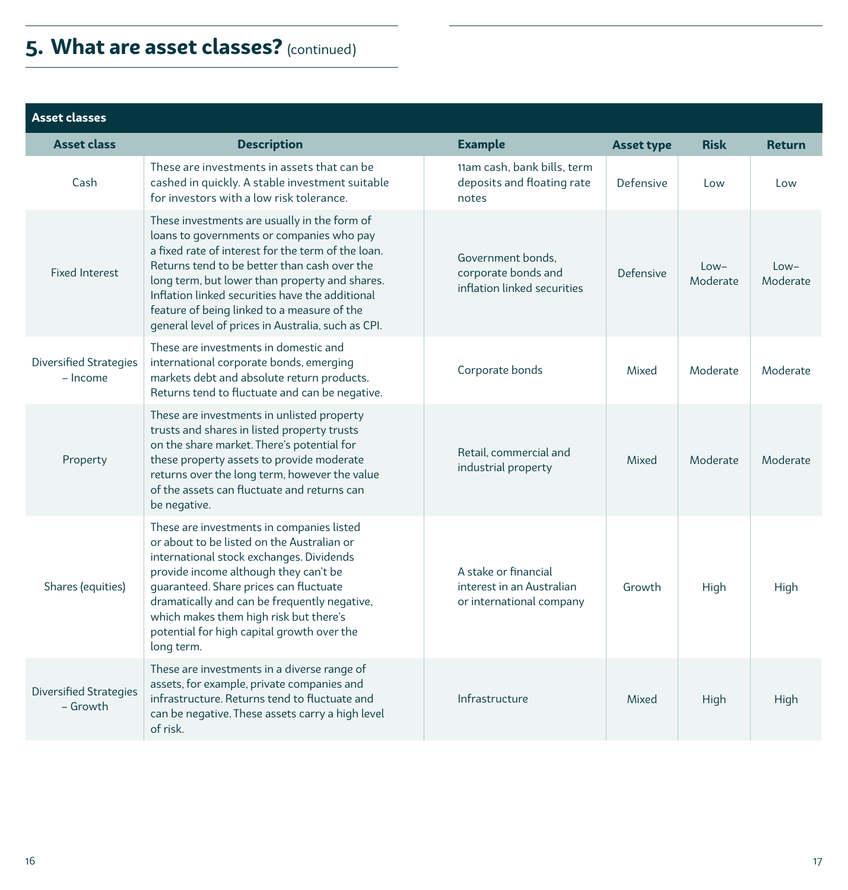## 5. What are asset classes? (continued)

**Asset classes**

| Asset class | Description | Example | Asset type | Risk | Return |
|---|---|---|---|---|---|
| Cash | These are investments in assets that can be cashed in quickly. A stable investment suitable for investors with a low risk tolerance. | 11am cash, bank bills, term deposits and floating rate notes | Defensive | Low | Low |
| Fixed Interest | These investments are usually in the form of loans to governments or companies who pay a fixed rate of interest for the term of the loan. Returns tend to be better than cash over the long term, but lower than property and shares. Inflation linked securities have the additional feature of being linked to a measure of the general level of prices in Australia, such as CPI. | Government bonds, corporate bonds and inflation linked securities | Defensive | Low–Moderate | Low–Moderate |
| Diversified Strategies – Income | These are investments in domestic and international corporate bonds, emerging markets debt and absolute return products. Returns tend to fluctuate and can be negative. | Corporate bonds | Mixed | Moderate | Moderate |
| Property | These are investments in unlisted property trusts and shares in listed property trusts on the share market. There's potential for these property assets to provide moderate returns over the long term, however the value of the assets can fluctuate and returns can be negative. | Retail, commercial and industrial property | Mixed | Moderate | Moderate |
| Shares (equities) | These are investments in companies listed or about to be listed on the Australian or international stock exchanges. Dividends provide income although they can't be guaranteed. Share prices can fluctuate dramatically and can be frequently negative, which makes them high risk but there's potential for high capital growth over the long term. | A stake or financial interest in an Australian or international company | Growth | High | High |
| Diversified Strategies – Growth | These are investments in a diverse range of assets, for example, private companies and infrastructure. Returns tend to fluctuate and can be negative. These assets carry a high level of risk. | Infrastructure | Mixed | High | High |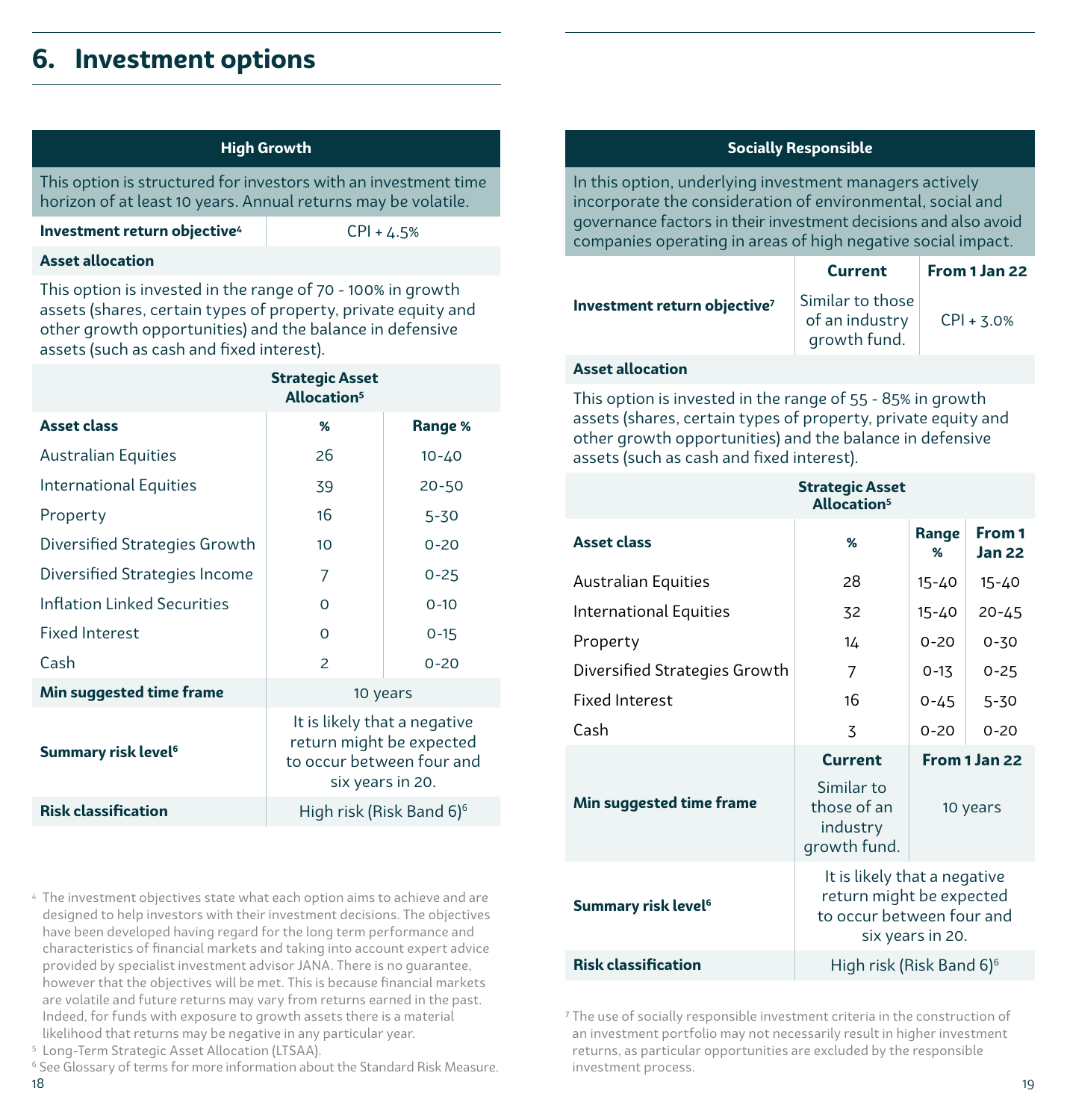# 6. Investment options

## High Growth

This option is structured for investors with an investment time horizon of at least 10 years. Annual returns may be volatile.

| | |
|---|---|
| **Investment return objective**[4] | CPI + 4.5% |

**Asset allocation**

This option is invested in the range of 70 - 100% in growth assets (shares, certain types of property, private equity and other growth opportunities) and the balance in defensive assets (such as cash and fixed interest).

| | **Strategic Asset Allocation**[5] | |
|---|---|---|
| **Asset class** | **%** | **Range %** |
| Australian Equities | 26 | 10-40 |
| International Equities | 39 | 20-50 |
| Property | 16 | 5-30 |
| Diversified Strategies Growth | 10 | 0-20 |
| Diversified Strategies Income | 7 | 0-25 |
| Inflation Linked Securities | 0 | 0-10 |
| Fixed Interest | 0 | 0-15 |
| Cash | 2 | 0-20 |
| **Min suggested time frame** | 10 years | |
| **Summary risk level**[6] | It is likely that a negative return might be expected to occur between four and six years in 20. | |
| **Risk classification** | High risk (Risk Band 6)[6] | |

[4] The investment objectives state what each option aims to achieve and are designed to help investors with their investment decisions. The objectives have been developed having regard for the long term performance and characteristics of financial markets and taking into account expert advice provided by specialist investment advisor JANA. There is no guarantee, however that the objectives will be met. This is because financial markets are volatile and future returns may vary from returns earned in the past. Indeed, for funds with exposure to growth assets there is a material likelihood that returns may be negative in any particular year.

[5] Long-Term Strategic Asset Allocation (LTSAA).

[6] See Glossary of terms for more information about the Standard Risk Measure.

## Socially Responsible

In this option, underlying investment managers actively incorporate the consideration of environmental, social and governance factors in their investment decisions and also avoid companies operating in areas of high negative social impact.

| | **Current** | **From 1 Jan 22** |
|---|---|---|
| **Investment return objective**[7] | Similar to those of an industry growth fund. | CPI + 3.0% |

**Asset allocation**

This option is invested in the range of 55 - 85% in growth assets (shares, certain types of property, private equity and other growth opportunities) and the balance in defensive assets (such as cash and fixed interest).

| | **Strategic Asset Allocation**[5] | | |
|---|---|---|---|
| **Asset class** | **%** | **Range %** | **From 1 Jan 22** |
| Australian Equities | 28 | 15-40 | 15-40 |
| International Equities | 32 | 15-40 | 20-45 |
| Property | 14 | 0-20 | 0-30 |
| Diversified Strategies Growth | 7 | 0-13 | 0-25 |
| Fixed Interest | 16 | 0-45 | 5-30 |
| Cash | 3 | 0-20 | 0-20 |
| | **Current** | **From 1 Jan 22** | |
| **Min suggested time frame** | Similar to those of an industry growth fund. | 10 years | |
| **Summary risk level**[6] | It is likely that a negative return might be expected to occur between four and six years in 20. | | |
| **Risk classification** | High risk (Risk Band 6)[6] | | |

[7] The use of socially responsible investment criteria in the construction of an investment portfolio may not necessarily result in higher investment returns, as particular opportunities are excluded by the responsible investment process.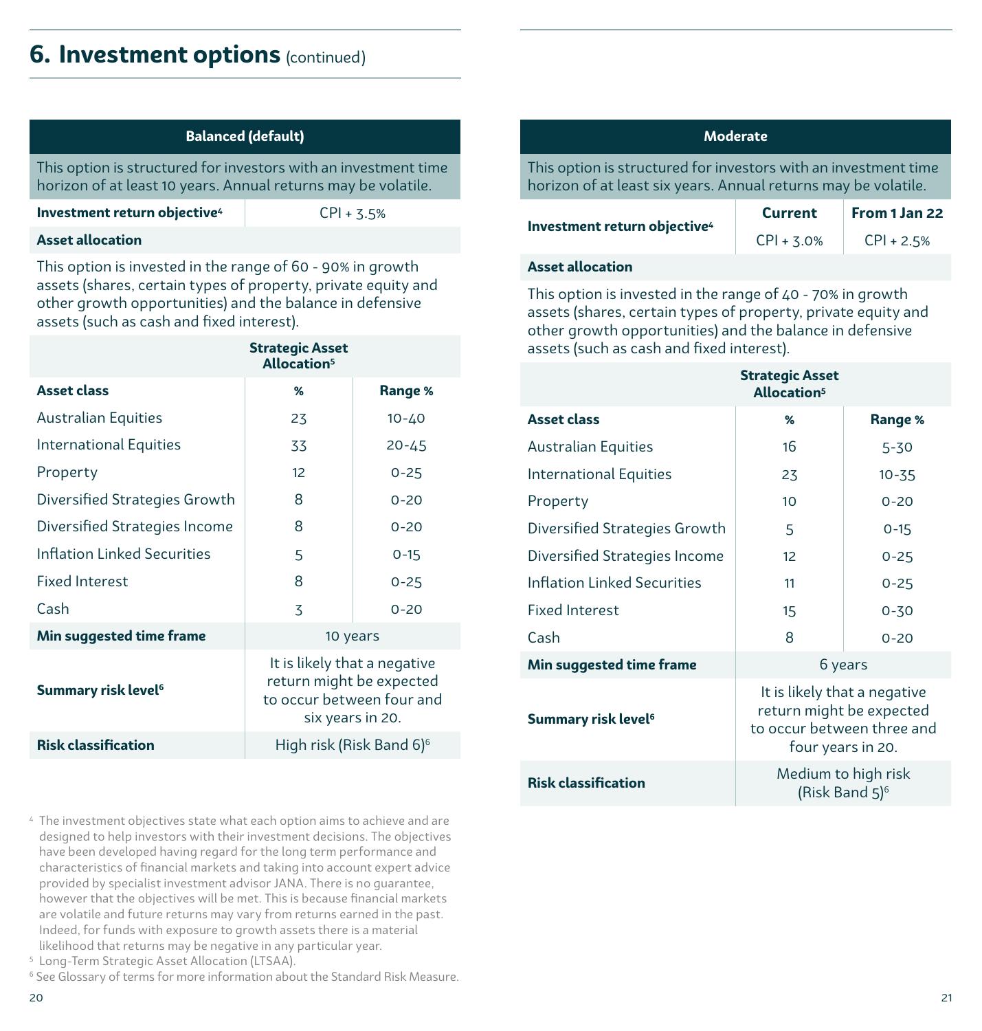## 6. Investment options (continued)

### Balanced (default)

This option is structured for investors with an investment time horizon of at least 10 years. Annual returns may be volatile.

| **Investment return objective**[4] | CPI + 3.5% |
|---|---|

**Asset allocation**

This option is invested in the range of 60 - 90% in growth assets (shares, certain types of property, private equity and other growth opportunities) and the balance in defensive assets (such as cash and fixed interest).

| | Strategic Asset Allocation[5] | |
|---|---|---|
| **Asset class** | **%** | **Range %** |
| Australian Equities | 23 | 10-40 |
| International Equities | 33 | 20-45 |
| Property | 12 | 0-25 |
| Diversified Strategies Growth | 8 | 0-20 |
| Diversified Strategies Income | 8 | 0-20 |
| Inflation Linked Securities | 5 | 0-15 |
| Fixed Interest | 8 | 0-25 |
| Cash | 3 | 0-20 |
| **Min suggested time frame** | 10 years | |
| **Summary risk level**[6] | It is likely that a negative return might be expected to occur between four and six years in 20. | |
| **Risk classification** | High risk (Risk Band 6)[6] | |

### Moderate

This option is structured for investors with an investment time horizon of at least six years. Annual returns may be volatile.

| **Investment return objective**[4] | **Current** | **From 1 Jan 22** |
|---|---|---|
| | CPI + 3.0% | CPI + 2.5% |

**Asset allocation**

This option is invested in the range of 40 - 70% in growth assets (shares, certain types of property, private equity and other growth opportunities) and the balance in defensive assets (such as cash and fixed interest).

| | Strategic Asset Allocation[5] | |
|---|---|---|
| **Asset class** | **%** | **Range %** |
| Australian Equities | 16 | 5-30 |
| International Equities | 23 | 10-35 |
| Property | 10 | 0-20 |
| Diversified Strategies Growth | 5 | 0-15 |
| Diversified Strategies Income | 12 | 0-25 |
| Inflation Linked Securities | 11 | 0-25 |
| Fixed Interest | 15 | 0-30 |
| Cash | 8 | 0-20 |
| **Min suggested time frame** | 6 years | |
| **Summary risk level**[6] | It is likely that a negative return might be expected to occur between three and four years in 20. | |
| **Risk classification** | Medium to high risk (Risk Band 5)[6] | |

[4] The investment objectives state what each option aims to achieve and are designed to help investors with their investment decisions. The objectives have been developed having regard for the long term performance and characteristics of financial markets and taking into account expert advice provided by specialist investment advisor JANA. There is no guarantee, however that the objectives will be met. This is because financial markets are volatile and future returns may vary from returns earned in the past. Indeed, for funds with exposure to growth assets there is a material likelihood that returns may be negative in any particular year.

[5] Long-Term Strategic Asset Allocation (LTSAA).

[6] See Glossary of terms for more information about the Standard Risk Measure.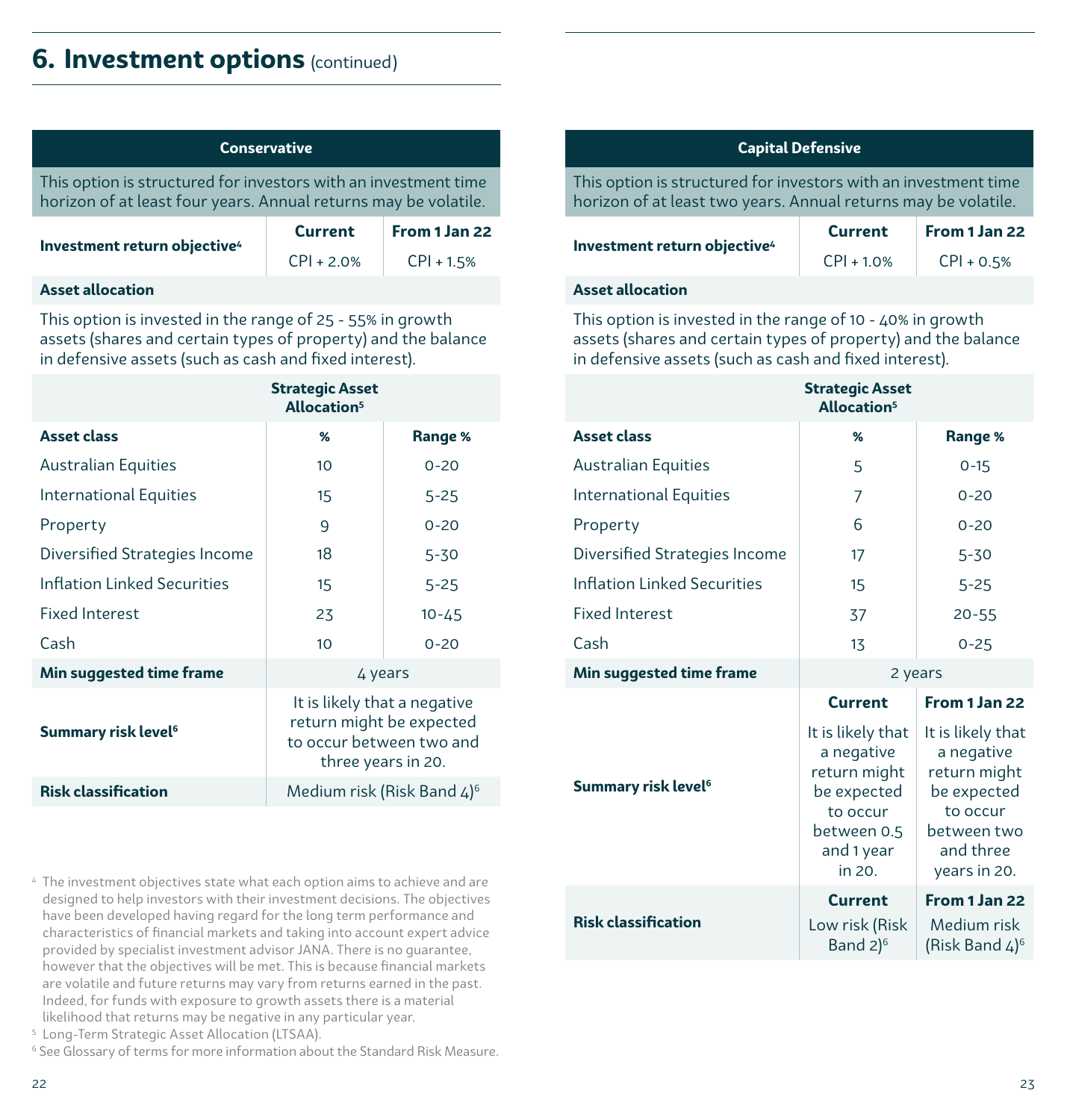## 6. Investment options (continued)

### Conservative

This option is structured for investors with an investment time horizon of at least four years. Annual returns may be volatile.

| | Current | From 1 Jan 22 |
|---|---|---|
| **Investment return objective**[4] | CPI + 2.0% | CPI + 1.5% |

**Asset allocation**

This option is invested in the range of 25 - 55% in growth assets (shares and certain types of property) and the balance in defensive assets (such as cash and fixed interest).

| | Strategic Asset Allocation[5] | |
|---|---|---|
| **Asset class** | **%** | **Range %** |
| Australian Equities | 10 | 0-20 |
| International Equities | 15 | 5-25 |
| Property | 9 | 0-20 |
| Diversified Strategies Income | 18 | 5-30 |
| Inflation Linked Securities | 15 | 5-25 |
| Fixed Interest | 23 | 10-45 |
| Cash | 10 | 0-20 |
| **Min suggested time frame** | 4 years | |
| **Summary risk level**[6] | It is likely that a negative return might be expected to occur between two and three years in 20. | |
| **Risk classification** | Medium risk (Risk Band 4)[6] | |

### Capital Defensive

This option is structured for investors with an investment time horizon of at least two years. Annual returns may be volatile.

| | Current | From 1 Jan 22 |
|---|---|---|
| **Investment return objective**[4] | CPI + 1.0% | CPI + 0.5% |

**Asset allocation**

This option is invested in the range of 10 - 40% in growth assets (shares and certain types of property) and the balance in defensive assets (such as cash and fixed interest).

| | Strategic Asset Allocation[5] | |
|---|---|---|
| **Asset class** | **%** | **Range %** |
| Australian Equities | 5 | 0-15 |
| International Equities | 7 | 0-20 |
| Property | 6 | 0-20 |
| Diversified Strategies Income | 17 | 5-30 |
| Inflation Linked Securities | 15 | 5-25 |
| Fixed Interest | 37 | 20-55 |
| Cash | 13 | 0-25 |
| **Min suggested time frame** | 2 years | |

| | Current | From 1 Jan 22 |
|---|---|---|
| **Summary risk level**[6] | It is likely that a negative return might be expected to occur between 0.5 and 1 year in 20. | It is likely that a negative return might be expected to occur between two and three years in 20. |
| **Risk classification** | Low risk (Risk Band 2)[6] | Medium risk (Risk Band 4)[6] |

[4] The investment objectives state what each option aims to achieve and are designed to help investors with their investment decisions. The objectives have been developed having regard for the long term performance and characteristics of financial markets and taking into account expert advice provided by specialist investment advisor JANA. There is no guarantee, however that the objectives will be met. This is because financial markets are volatile and future returns may vary from returns earned in the past. Indeed, for funds with exposure to growth assets there is a material likelihood that returns may be negative in any particular year.

[5] Long-Term Strategic Asset Allocation (LTSAA).

[6] See Glossary of terms for more information about the Standard Risk Measure.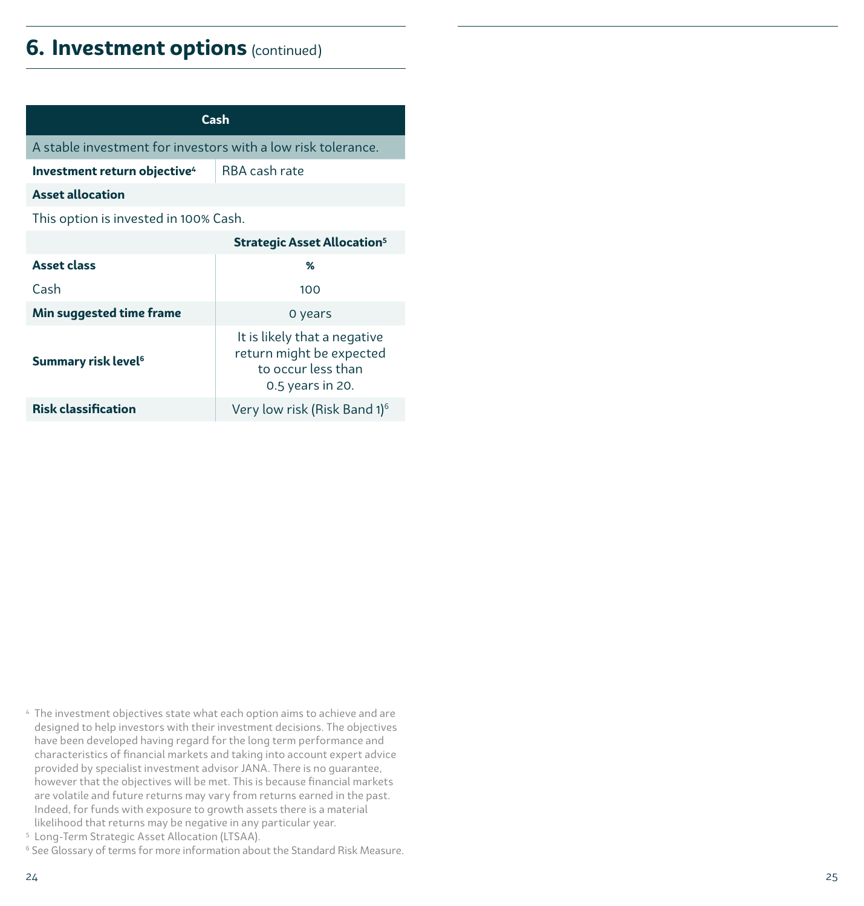## 6. Investment options (continued)

| Cash | |
|---|---|
| A stable investment for investors with a low risk tolerance. | |
| **Investment return objective**[4] | RBA cash rate |
| **Asset allocation** | |
| This option is invested in 100% Cash. | |
| | **Strategic Asset Allocation**[5] |
| **Asset class** | **%** |
| Cash | 100 |
| **Min suggested time frame** | 0 years |
| **Summary risk level**[6] | It is likely that a negative return might be expected to occur less than 0.5 years in 20. |
| **Risk classification** | Very low risk (Risk Band 1)[6] |

[4] The investment objectives state what each option aims to achieve and are designed to help investors with their investment decisions. The objectives have been developed having regard for the long term performance and characteristics of financial markets and taking into account expert advice provided by specialist investment advisor JANA. There is no guarantee, however that the objectives will be met. This is because financial markets are volatile and future returns may vary from returns earned in the past. Indeed, for funds with exposure to growth assets there is a material likelihood that returns may be negative in any particular year.

[5] Long-Term Strategic Asset Allocation (LTSAA).

[6] See Glossary of terms for more information about the Standard Risk Measure.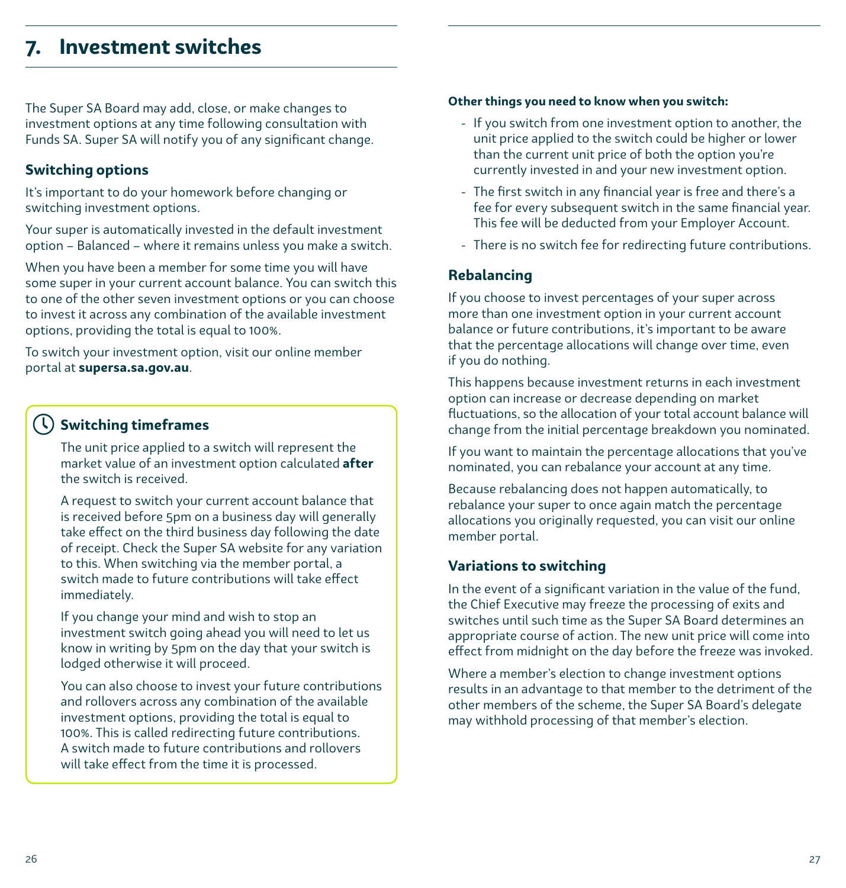# 7. Investment switches

The Super SA Board may add, close, or make changes to investment options at any time following consultation with Funds SA. Super SA will notify you of any significant change.

## Switching options

It's important to do your homework before changing or switching investment options.

Your super is automatically invested in the default investment option – Balanced – where it remains unless you make a switch.

When you have been a member for some time you will have some super in your current account balance. You can switch this to one of the other seven investment options or you can choose to invest it across any combination of the available investment options, providing the total is equal to 100%.

To switch your investment option, visit our online member portal at **supersa.sa.gov.au**.

### Switching timeframes

The unit price applied to a switch will represent the market value of an investment option calculated **after** the switch is received.

A request to switch your current account balance that is received before 5pm on a business day will generally take effect on the third business day following the date of receipt. Check the Super SA website for any variation to this. When switching via the member portal, a switch made to future contributions will take effect immediately.

If you change your mind and wish to stop an investment switch going ahead you will need to let us know in writing by 5pm on the day that your switch is lodged otherwise it will proceed.

You can also choose to invest your future contributions and rollovers across any combination of the available investment options, providing the total is equal to 100%. This is called redirecting future contributions. A switch made to future contributions and rollovers will take effect from the time it is processed.

**Other things you need to know when you switch:**

- If you switch from one investment option to another, the unit price applied to the switch could be higher or lower than the current unit price of both the option you're currently invested in and your new investment option.
- The first switch in any financial year is free and there's a fee for every subsequent switch in the same financial year. This fee will be deducted from your Employer Account.
- There is no switch fee for redirecting future contributions.

## Rebalancing

If you choose to invest percentages of your super across more than one investment option in your current account balance or future contributions, it's important to be aware that the percentage allocations will change over time, even if you do nothing.

This happens because investment returns in each investment option can increase or decrease depending on market fluctuations, so the allocation of your total account balance will change from the initial percentage breakdown you nominated.

If you want to maintain the percentage allocations that you've nominated, you can rebalance your account at any time.

Because rebalancing does not happen automatically, to rebalance your super to once again match the percentage allocations you originally requested, you can visit our online member portal.

## Variations to switching

In the event of a significant variation in the value of the fund, the Chief Executive may freeze the processing of exits and switches until such time as the Super SA Board determines an appropriate course of action. The new unit price will come into effect from midnight on the day before the freeze was invoked.

Where a member's election to change investment options results in an advantage to that member to the detriment of the other members of the scheme, the Super SA Board's delegate may withhold processing of that member's election.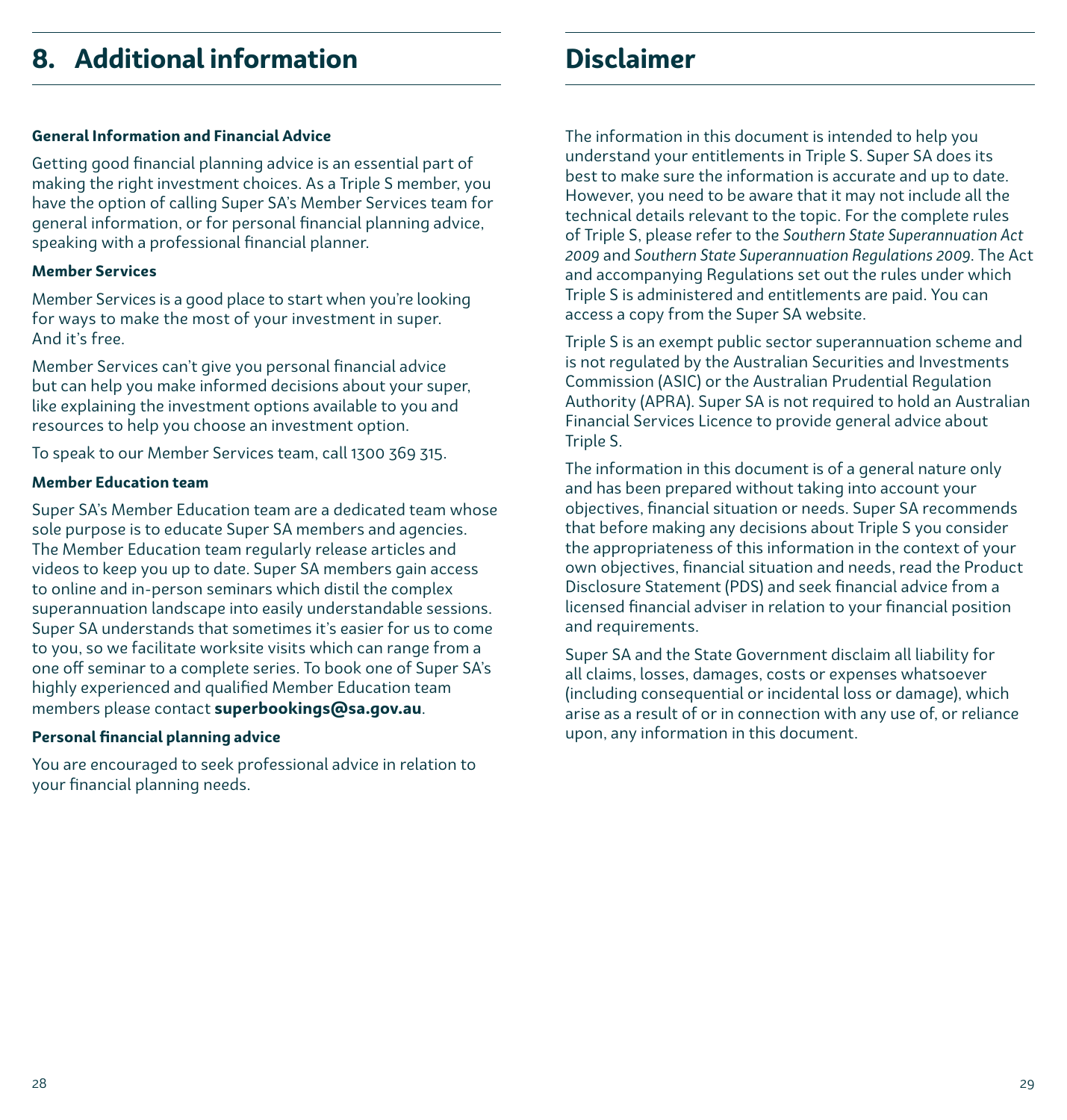# 8. Additional information

**General Information and Financial Advice**

Getting good financial planning advice is an essential part of making the right investment choices. As a Triple S member, you have the option of calling Super SA's Member Services team for general information, or for personal financial planning advice, speaking with a professional financial planner.

**Member Services**

Member Services is a good place to start when you're looking for ways to make the most of your investment in super. And it's free.

Member Services can't give you personal financial advice but can help you make informed decisions about your super, like explaining the investment options available to you and resources to help you choose an investment option.

To speak to our Member Services team, call 1300 369 315.

**Member Education team**

Super SA's Member Education team are a dedicated team whose sole purpose is to educate Super SA members and agencies. The Member Education team regularly release articles and videos to keep you up to date. Super SA members gain access to online and in-person seminars which distil the complex superannuation landscape into easily understandable sessions. Super SA understands that sometimes it's easier for us to come to you, so we facilitate worksite visits which can range from a one off seminar to a complete series. To book one of Super SA's highly experienced and qualified Member Education team members please contact **superbookings@sa.gov.au**.

**Personal financial planning advice**

You are encouraged to seek professional advice in relation to your financial planning needs.

# Disclaimer

The information in this document is intended to help you understand your entitlements in Triple S. Super SA does its best to make sure the information is accurate and up to date. However, you need to be aware that it may not include all the technical details relevant to the topic. For the complete rules of Triple S, please refer to the *Southern State Superannuation Act 2009* and *Southern State Superannuation Regulations 2009*. The Act and accompanying Regulations set out the rules under which Triple S is administered and entitlements are paid. You can access a copy from the Super SA website.

Triple S is an exempt public sector superannuation scheme and is not regulated by the Australian Securities and Investments Commission (ASIC) or the Australian Prudential Regulation Authority (APRA). Super SA is not required to hold an Australian Financial Services Licence to provide general advice about Triple S.

The information in this document is of a general nature only and has been prepared without taking into account your objectives, financial situation or needs. Super SA recommends that before making any decisions about Triple S you consider the appropriateness of this information in the context of your own objectives, financial situation and needs, read the Product Disclosure Statement (PDS) and seek financial advice from a licensed financial adviser in relation to your financial position and requirements.

Super SA and the State Government disclaim all liability for all claims, losses, damages, costs or expenses whatsoever (including consequential or incidental loss or damage), which arise as a result of or in connection with any use of, or reliance upon, any information in this document.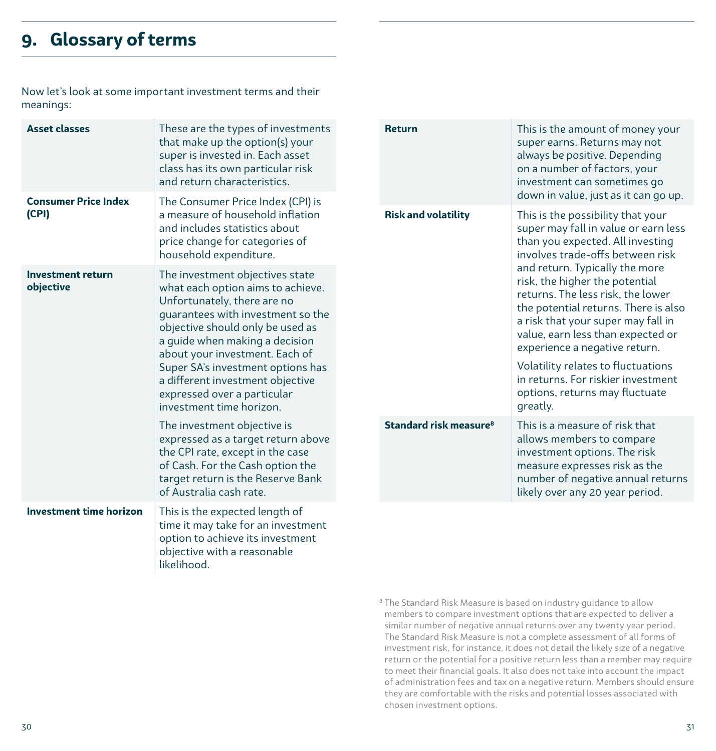# 9. Glossary of terms

Now let's look at some important investment terms and their meanings:

| Term | Meaning |
|---|---|
| **Asset classes** | These are the types of investments that make up the option(s) your super is invested in. Each asset class has its own particular risk and return characteristics. |
| **Consumer Price Index (CPI)** | The Consumer Price Index (CPI) is a measure of household inflation and includes statistics about price change for categories of household expenditure. |
| **Investment return objective** | The investment objectives state what each option aims to achieve. Unfortunately, there are no guarantees with investment so the objective should only be used as a guide when making a decision about your investment. Each of Super SA's investment options has a different investment objective expressed over a particular investment time horizon.<br><br>The investment objective is expressed as a target return above the CPI rate, except in the case of Cash. For the Cash option the target return is the Reserve Bank of Australia cash rate. |
| **Investment time horizon** | This is the expected length of time it may take for an investment option to achieve its investment objective with a reasonable likelihood. |
| **Return** | This is the amount of money your super earns. Returns may not always be positive. Depending on a number of factors, your investment can sometimes go down in value, just as it can go up. |
| **Risk and volatility** | This is the possibility that your super may fall in value or earn less than you expected. All investing involves trade-offs between risk and return. Typically the more risk, the higher the potential returns. The less risk, the lower the potential returns. There is also a risk that your super may fall in value, earn less than expected or experience a negative return.<br><br>Volatility relates to fluctuations in returns. For riskier investment options, returns may fluctuate greatly. |
| **Standard risk measure**[8] | This is a measure of risk that allows members to compare investment options. The risk measure expresses risk as the number of negative annual returns likely over any 20 year period. |

[8] The Standard Risk Measure is based on industry guidance to allow members to compare investment options that are expected to deliver a similar number of negative annual returns over any twenty year period. The Standard Risk Measure is not a complete assessment of all forms of investment risk, for instance, it does not detail the likely size of a negative return or the potential for a positive return less than a member may require to meet their financial goals. It also does not take into account the impact of administration fees and tax on a negative return. Members should ensure they are comfortable with the risks and potential losses associated with chosen investment options.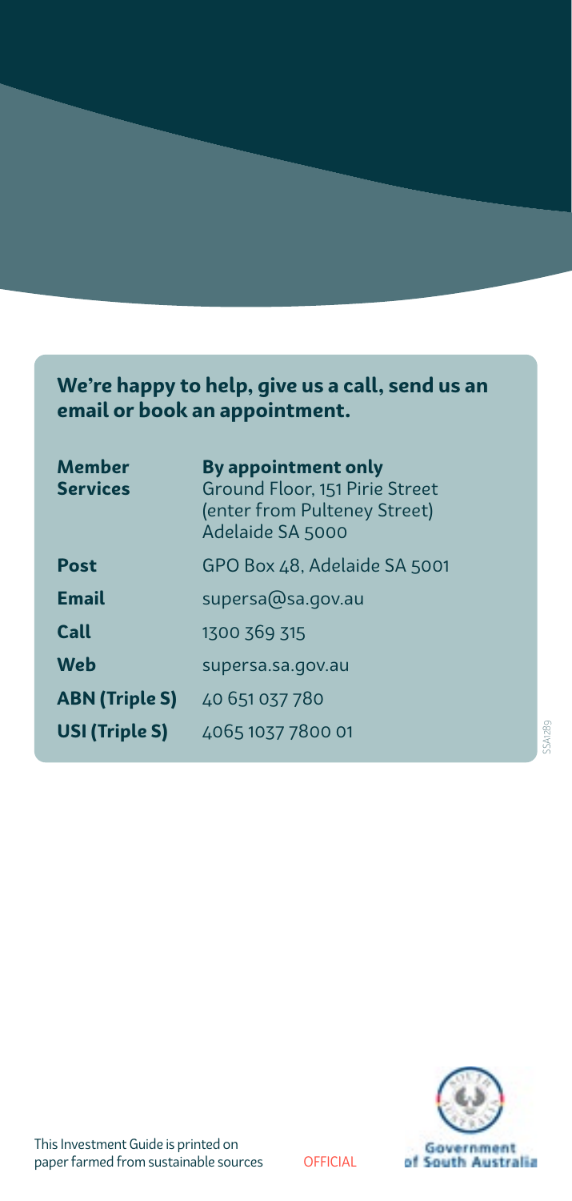**We're happy to help, give us a call, send us an email or book an appointment.**

| | |
|---|---|
| **Member Services** | **By appointment only**<br>Ground Floor, 151 Pirie Street (enter from Pulteney Street) Adelaide SA 5000 |
| **Post** | GPO Box 48, Adelaide SA 5001 |
| **Email** | supersa@sa.gov.au |
| **Call** | 1300 369 315 |
| **Web** | supersa.sa.gov.au |
| **ABN (Triple S)** | 40 651 037 780 |
| **USI (Triple S)** | 4065 1037 7800 01 |

SSA1289

This Investment Guide is printed on paper farmed from sustainable sources

OFFICIAL

Government of South Australia